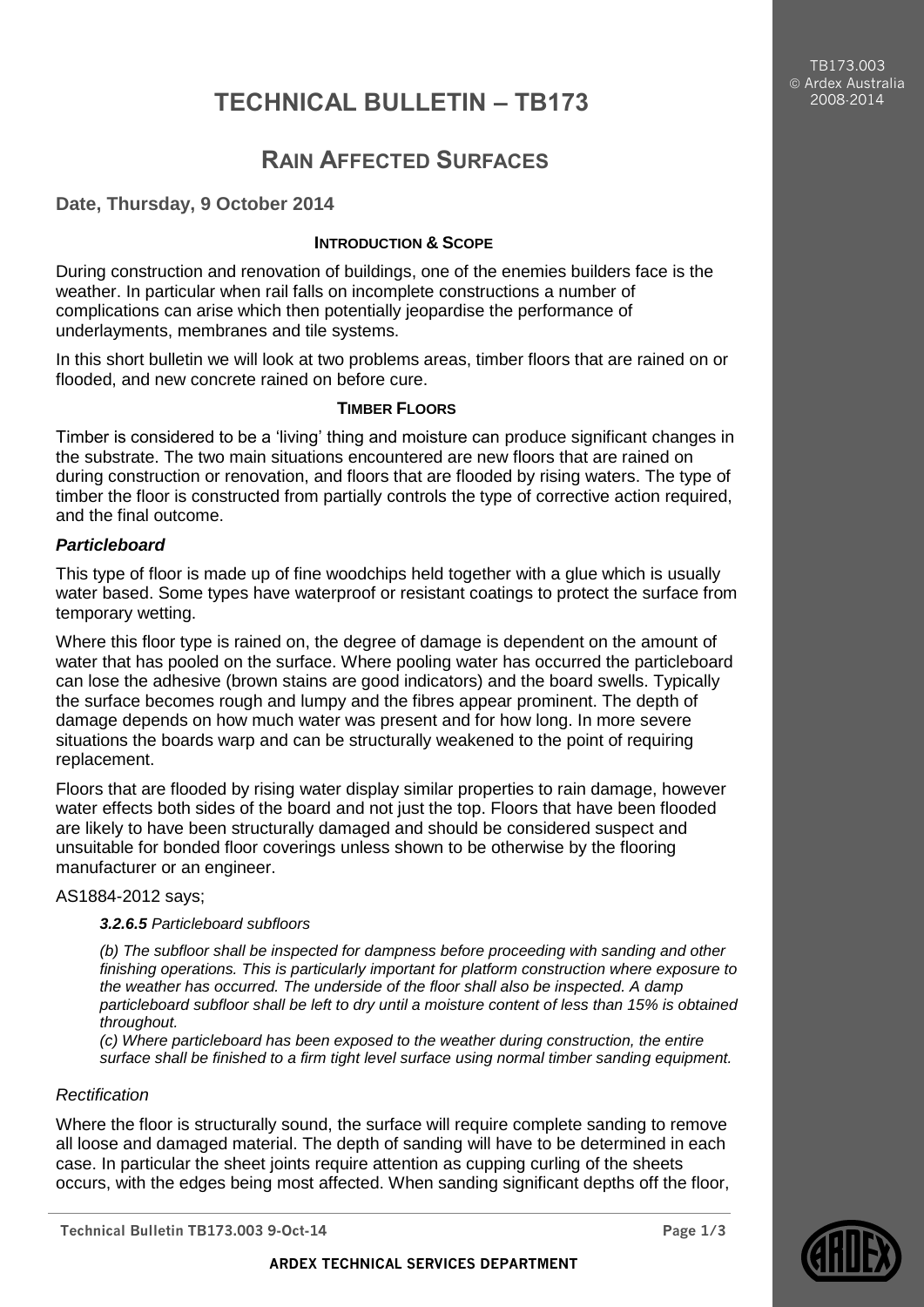# TECHNICAL BULLETIN – TB173

## Rain Affected Surfaces

**Date, Thursday, 9 October 2014**

### Introduction & Scope

During construction and renovation of buildings, one of the enemies builders face is the weather. In particular when rail falls on incomplete constructions a number of complications can arise which then potentially jeopardise the performance of underlayments, membranes and tile systems.

In this short bulletin we will look at two problems areas, timber floors that are rained on or flooded, and new concrete rained on before cure.

### Timber Floors

Timber is considered to be a 'living' thing and moisture can produce significant changes in the substrate. The two main situations encountered are new floors that are rained on during construction or renovation, and floors that are flooded by rising waters. The type of timber the floor is constructed from partially controls the type of corrective action required, and the final outcome.

#### *Particleboard*

This type of floor is made up of fine woodchips held together with a glue which is usually water based. Some types have waterproof or resistant coatings to protect the surface from temporary wetting.

Where this floor type is rained on, the degree of damage is dependent on the amount of water that has pooled on the surface. Where pooling water has occurred the particleboard can lose the adhesive (brown stains are good indicators) and the board swells. Typically the surface becomes rough and lumpy and the fibres appear prominent. The depth of damage depends on how much water was present and for how long. In more severe situations the boards warp and can be structurally weakened to the point of requiring replacement.

Floors that are flooded by rising water display similar properties to rain damage, however water effects both sides of the board and not just the top. Floors that have been flooded are likely to have been structurally damaged and should be considered suspect and unsuitable for bonded floor coverings unless shown to be otherwise by the flooring manufacturer or an engineer.

AS1884-2012 says;

> ***3.2.6.5*** *Particleboard subfloors*
>
> *(b) The subfloor shall be inspected for dampness before proceeding with sanding and other finishing operations. This is particularly important for platform construction where exposure to the weather has occurred. The underside of the floor shall also be inspected. A damp particleboard subfloor shall be left to dry until a moisture content of less than 15% is obtained throughout.*
>
> *(c) Where particleboard has been exposed to the weather during construction, the entire surface shall be finished to a firm tight level surface using normal timber sanding equipment.*

#### *Rectification*

Where the floor is structurally sound, the surface will require complete sanding to remove all loose and damaged material. The depth of sanding will have to be determined in each case. In particular the sheet joints require attention as cupping curling of the sheets occurs, with the edges being most affected. When sanding significant depths off the floor,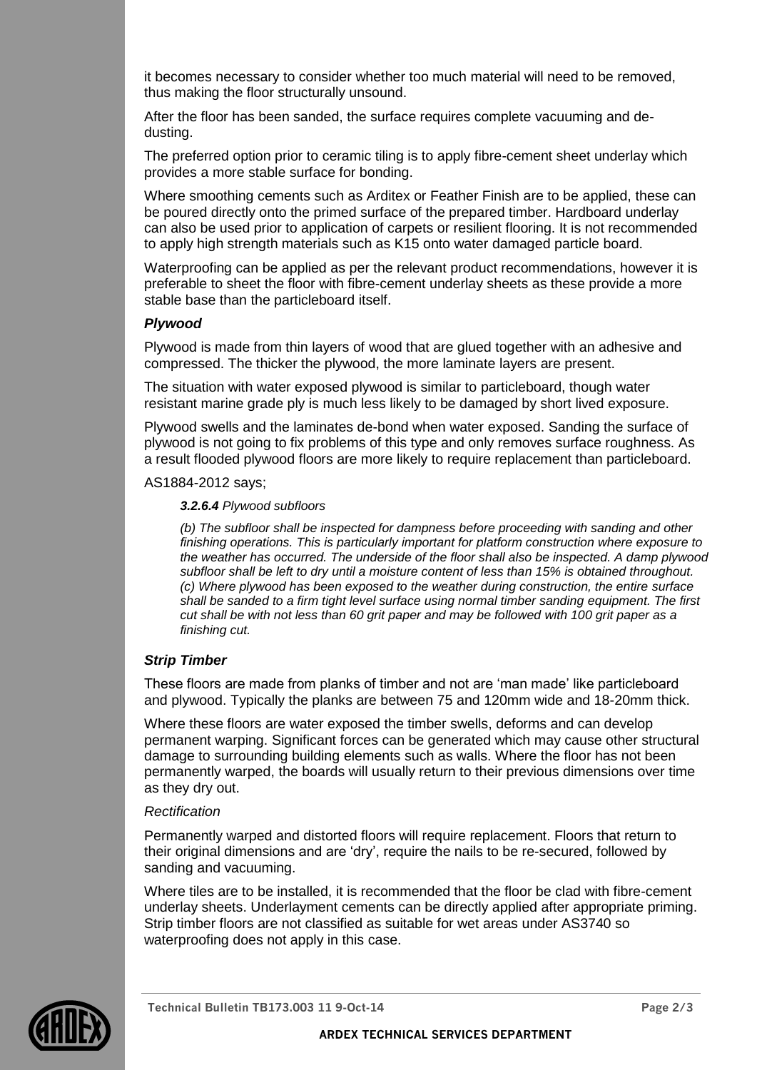it becomes necessary to consider whether too much material will need to be removed, thus making the floor structurally unsound.

After the floor has been sanded, the surface requires complete vacuuming and de-dusting.

The preferred option prior to ceramic tiling is to apply fibre-cement sheet underlay which provides a more stable surface for bonding.

Where smoothing cements such as Arditex or Feather Finish are to be applied, these can be poured directly onto the primed surface of the prepared timber. Hardboard underlay can also be used prior to application of carpets or resilient flooring. It is not recommended to apply high strength materials such as K15 onto water damaged particle board.

Waterproofing can be applied as per the relevant product recommendations, however it is preferable to sheet the floor with fibre-cement underlay sheets as these provide a more stable base than the particleboard itself.

### *Plywood*

Plywood is made from thin layers of wood that are glued together with an adhesive and compressed. The thicker the plywood, the more laminate layers are present.

The situation with water exposed plywood is similar to particleboard, though water resistant marine grade ply is much less likely to be damaged by short lived exposure.

Plywood swells and the laminates de-bond when water exposed. Sanding the surface of plywood is not going to fix problems of this type and only removes surface roughness. As a result flooded plywood floors are more likely to require replacement than particleboard.

AS1884-2012 says;

> ***3.2.6.4*** *Plywood subfloors*
>
> *(b) The subfloor shall be inspected for dampness before proceeding with sanding and other finishing operations. This is particularly important for platform construction where exposure to the weather has occurred. The underside of the floor shall also be inspected. A damp plywood subfloor shall be left to dry until a moisture content of less than 15% is obtained throughout.*
> *(c) Where plywood has been exposed to the weather during construction, the entire surface shall be sanded to a firm tight level surface using normal timber sanding equipment. The first cut shall be with not less than 60 grit paper and may be followed with 100 grit paper as a finishing cut.*

### *Strip Timber*

These floors are made from planks of timber and not are 'man made' like particleboard and plywood. Typically the planks are between 75 and 120mm wide and 18-20mm thick.

Where these floors are water exposed the timber swells, deforms and can develop permanent warping. Significant forces can be generated which may cause other structural damage to surrounding building elements such as walls. Where the floor has not been permanently warped, the boards will usually return to their previous dimensions over time as they dry out.

*Rectification*

Permanently warped and distorted floors will require replacement. Floors that return to their original dimensions and are 'dry', require the nails to be re-secured, followed by sanding and vacuuming.

Where tiles are to be installed, it is recommended that the floor be clad with fibre-cement underlay sheets. Underlayment cements can be directly applied after appropriate priming. Strip timber floors are not classified as suitable for wet areas under AS3740 so waterproofing does not apply in this case.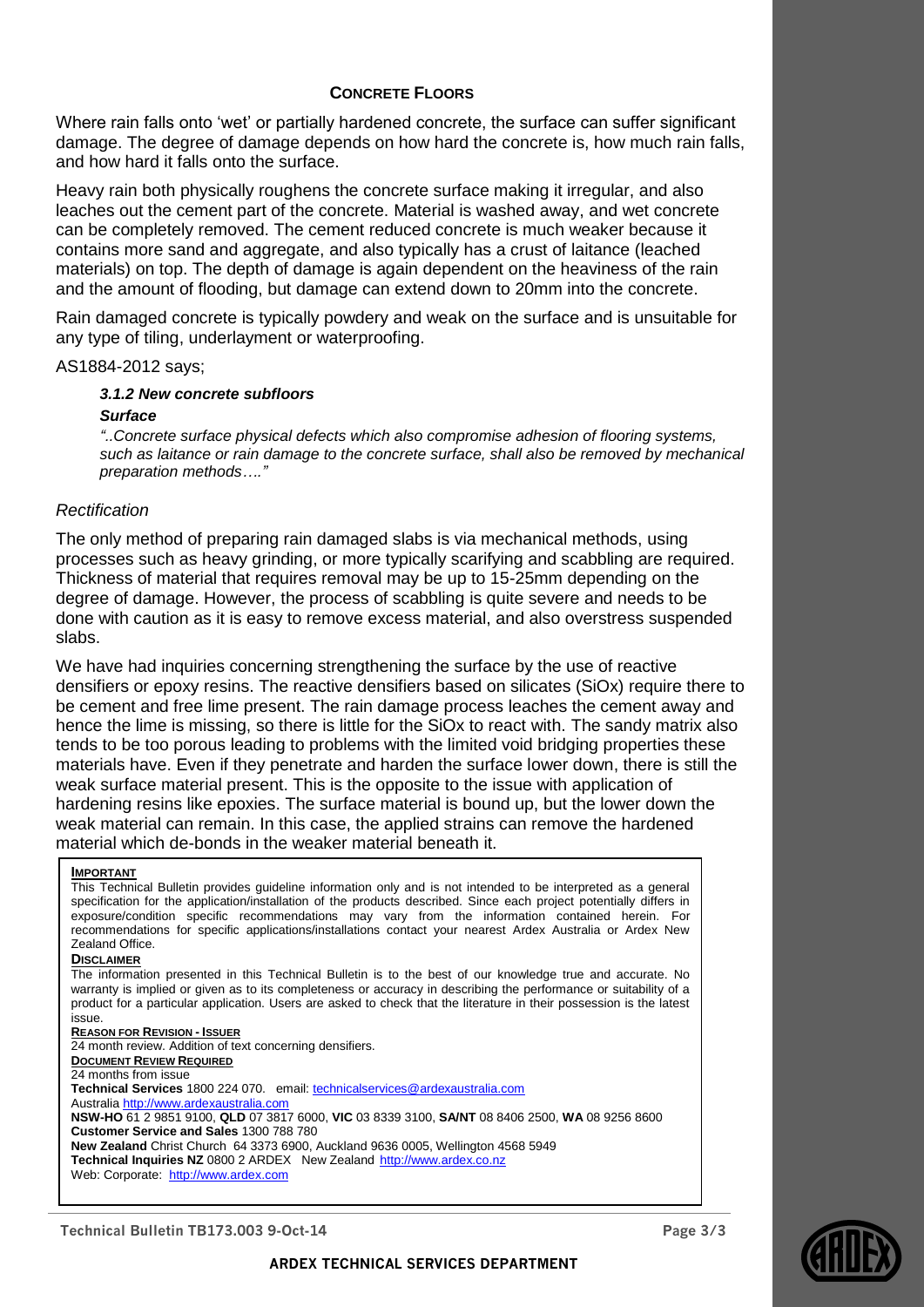## CONCRETE FLOORS

Where rain falls onto 'wet' or partially hardened concrete, the surface can suffer significant damage. The degree of damage depends on how hard the concrete is, how much rain falls, and how hard it falls onto the surface.

Heavy rain both physically roughens the concrete surface making it irregular, and also leaches out the cement part of the concrete. Material is washed away, and wet concrete can be completely removed. The cement reduced concrete is much weaker because it contains more sand and aggregate, and also typically has a crust of laitance (leached materials) on top. The depth of damage is again dependent on the heaviness of the rain and the amount of flooding, but damage can extend down to 20mm into the concrete.

Rain damaged concrete is typically powdery and weak on the surface and is unsuitable for any type of tiling, underlayment or waterproofing.

AS1884-2012 says;

> ***3.1.2 New concrete subfloors***
>
> ***Surface***
>
> *"..Concrete surface physical defects which also compromise adhesion of flooring systems, such as laitance or rain damage to the concrete surface, shall also be removed by mechanical preparation methods…."*

### *Rectification*

The only method of preparing rain damaged slabs is via mechanical methods, using processes such as heavy grinding, or more typically scarifying and scabbling are required. Thickness of material that requires removal may be up to 15-25mm depending on the degree of damage. However, the process of scabbling is quite severe and needs to be done with caution as it is easy to remove excess material, and also overstress suspended slabs.

We have had inquiries concerning strengthening the surface by the use of reactive densifiers or epoxy resins. The reactive densifiers based on silicates (SiOx) require there to be cement and free lime present. The rain damage process leaches the cement away and hence the lime is missing, so there is little for the SiOx to react with. The sandy matrix also tends to be too porous leading to problems with the limited void bridging properties these materials have. Even if they penetrate and harden the surface lower down, there is still the weak surface material present. This is the opposite to the issue with application of hardening resins like epoxies. The surface material is bound up, but the lower down the weak material can remain. In this case, the applied strains can remove the hardened material which de-bonds in the weaker material beneath it.

**IMPORTANT**

This Technical Bulletin provides guideline information only and is not intended to be interpreted as a general specification for the application/installation of the products described. Since each project potentially differs in exposure/condition specific recommendations may vary from the information contained herein. For recommendations for specific applications/installations contact your nearest Ardex Australia or Ardex New Zealand Office.

**DISCLAIMER**

The information presented in this Technical Bulletin is to the best of our knowledge true and accurate. No warranty is implied or given as to its completeness or accuracy in describing the performance or suitability of a product for a particular application. Users are asked to check that the literature in their possession is the latest issue.

**REASON FOR REVISION - ISSUER**

24 month review. Addition of text concerning densifiers.

**DOCUMENT REVIEW REQUIRED**

24 months from issue

**Technical Services** 1800 224 070. email: technicalservices@ardexaustralia.com

Australia http://www.ardexaustralia.com

**NSW-HO** 61 2 9851 9100, **QLD** 07 3817 6000, **VIC** 03 8339 3100, **SA/NT** 08 8406 2500, **WA** 08 9256 8600

**Customer Service and Sales** 1300 788 780

**New Zealand** Christ Church 64 3373 6900, Auckland 9636 0005, Wellington 4568 5949

**Technical Inquiries NZ** 0800 2 ARDEX New Zealand http://www.ardex.co.nz

Web: Corporate: http://www.ardex.com

Technical Bulletin TB173.003 9-Oct-14

ARDEX TECHNICAL SERVICES DEPARTMENT